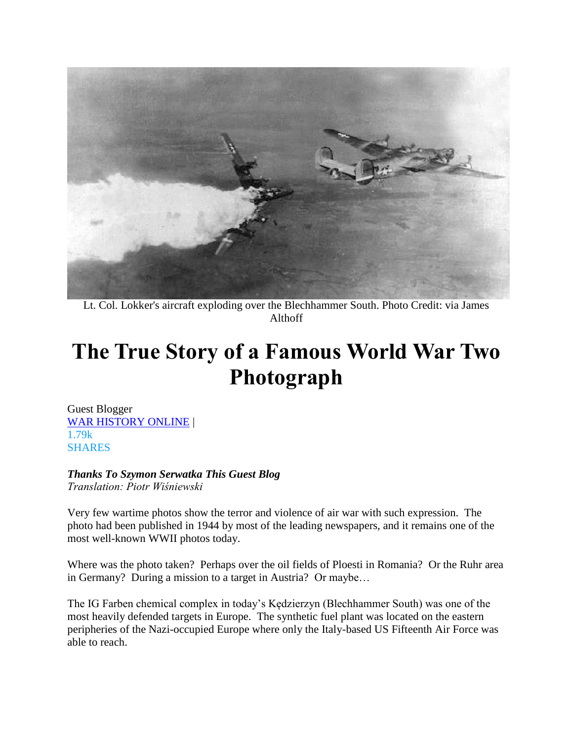Lt. Col. Lokker's aircraft exploding over the Blechhammer South. Photo Credit: via James Althoff

# The True Story of a Famous World War Two Photograph

Guest Blogger
WAR HISTORY ONLINE |
1.79k
SHARES

***Thanks To Szymon Serwatka This Guest Blog***
*Translation: Piotr Wiśniewski*

Very few wartime photos show the terror and violence of air war with such expression. The photo had been published in 1944 by most of the leading newspapers, and it remains one of the most well-known WWII photos today.

Where was the photo taken? Perhaps over the oil fields of Ploesti in Romania? Or the Ruhr area in Germany? During a mission to a target in Austria? Or maybe…

The IG Farben chemical complex in today's Kędzierzyn (Blechhammer South) was one of the most heavily defended targets in Europe. The synthetic fuel plant was located on the eastern peripheries of the Nazi-occupied Europe where only the Italy-based US Fifteenth Air Force was able to reach.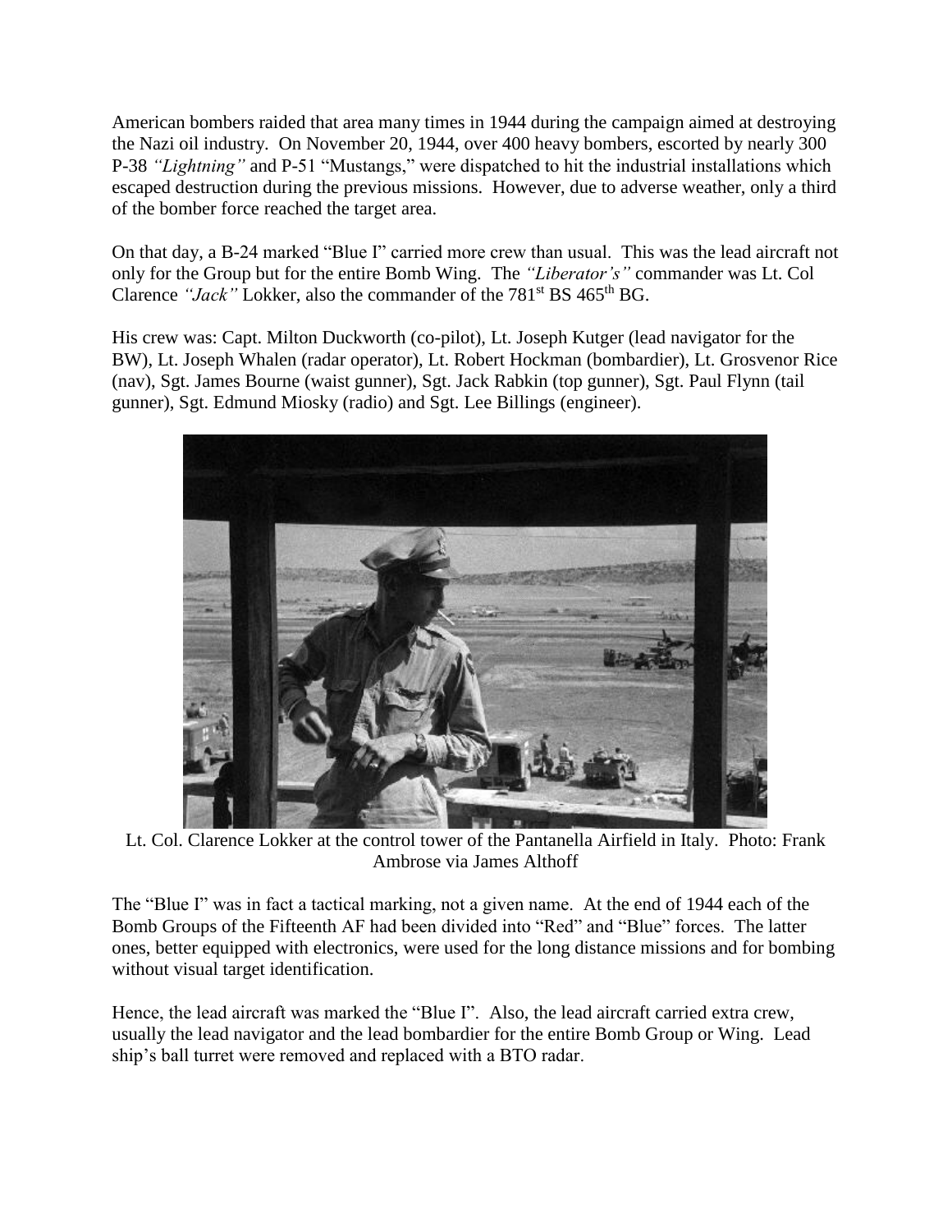American bombers raided that area many times in 1944 during the campaign aimed at destroying the Nazi oil industry. On November 20, 1944, over 400 heavy bombers, escorted by nearly 300 P-38 *"Lightning"* and P-51 "Mustangs," were dispatched to hit the industrial installations which escaped destruction during the previous missions. However, due to adverse weather, only a third of the bomber force reached the target area.

On that day, a B-24 marked "Blue I" carried more crew than usual. This was the lead aircraft not only for the Group but for the entire Bomb Wing. The *"Liberator's"* commander was Lt. Col Clarence *"Jack"* Lokker, also the commander of the 781st BS 465th BG.

His crew was: Capt. Milton Duckworth (co-pilot), Lt. Joseph Kutger (lead navigator for the BW), Lt. Joseph Whalen (radar operator), Lt. Robert Hockman (bombardier), Lt. Grosvenor Rice (nav), Sgt. James Bourne (waist gunner), Sgt. Jack Rabkin (top gunner), Sgt. Paul Flynn (tail gunner), Sgt. Edmund Miosky (radio) and Sgt. Lee Billings (engineer).

Lt. Col. Clarence Lokker at the control tower of the Pantanella Airfield in Italy. Photo: Frank Ambrose via James Althoff

The "Blue I" was in fact a tactical marking, not a given name. At the end of 1944 each of the Bomb Groups of the Fifteenth AF had been divided into "Red" and "Blue" forces. The latter ones, better equipped with electronics, were used for the long distance missions and for bombing without visual target identification.

Hence, the lead aircraft was marked the "Blue I". Also, the lead aircraft carried extra crew, usually the lead navigator and the lead bombardier for the entire Bomb Group or Wing. Lead ship's ball turret were removed and replaced with a BTO radar.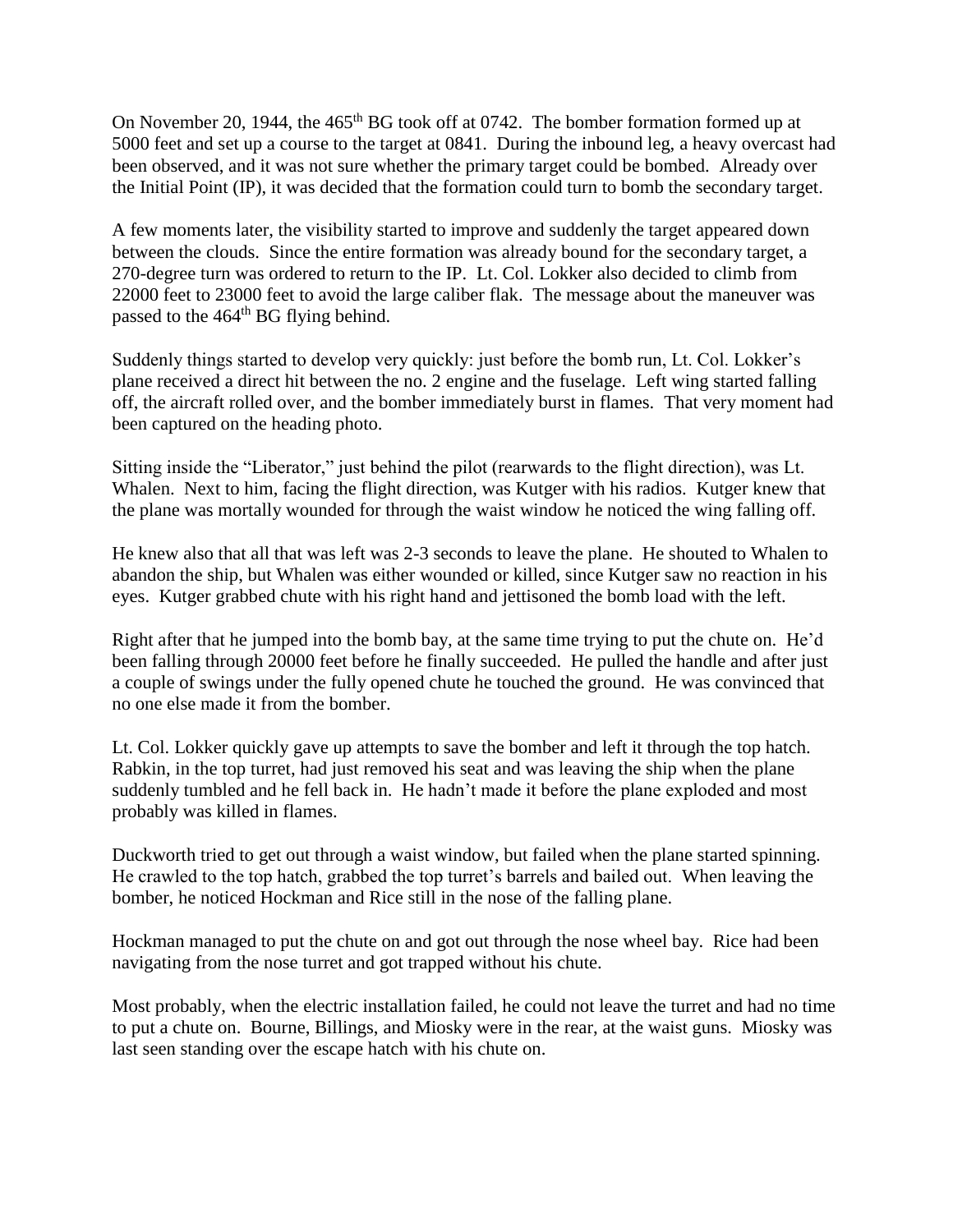On November 20, 1944, the 465th BG took off at 0742. The bomber formation formed up at 5000 feet and set up a course to the target at 0841. During the inbound leg, a heavy overcast had been observed, and it was not sure whether the primary target could be bombed. Already over the Initial Point (IP), it was decided that the formation could turn to bomb the secondary target.

A few moments later, the visibility started to improve and suddenly the target appeared down between the clouds. Since the entire formation was already bound for the secondary target, a 270-degree turn was ordered to return to the IP. Lt. Col. Lokker also decided to climb from 22000 feet to 23000 feet to avoid the large caliber flak. The message about the maneuver was passed to the 464th BG flying behind.

Suddenly things started to develop very quickly: just before the bomb run, Lt. Col. Lokker's plane received a direct hit between the no. 2 engine and the fuselage. Left wing started falling off, the aircraft rolled over, and the bomber immediately burst in flames. That very moment had been captured on the heading photo.

Sitting inside the "Liberator," just behind the pilot (rearwards to the flight direction), was Lt. Whalen. Next to him, facing the flight direction, was Kutger with his radios. Kutger knew that the plane was mortally wounded for through the waist window he noticed the wing falling off.

He knew also that all that was left was 2-3 seconds to leave the plane. He shouted to Whalen to abandon the ship, but Whalen was either wounded or killed, since Kutger saw no reaction in his eyes. Kutger grabbed chute with his right hand and jettisoned the bomb load with the left.

Right after that he jumped into the bomb bay, at the same time trying to put the chute on. He'd been falling through 20000 feet before he finally succeeded. He pulled the handle and after just a couple of swings under the fully opened chute he touched the ground. He was convinced that no one else made it from the bomber.

Lt. Col. Lokker quickly gave up attempts to save the bomber and left it through the top hatch. Rabkin, in the top turret, had just removed his seat and was leaving the ship when the plane suddenly tumbled and he fell back in. He hadn't made it before the plane exploded and most probably was killed in flames.

Duckworth tried to get out through a waist window, but failed when the plane started spinning. He crawled to the top hatch, grabbed the top turret's barrels and bailed out. When leaving the bomber, he noticed Hockman and Rice still in the nose of the falling plane.

Hockman managed to put the chute on and got out through the nose wheel bay. Rice had been navigating from the nose turret and got trapped without his chute.

Most probably, when the electric installation failed, he could not leave the turret and had no time to put a chute on. Bourne, Billings, and Miosky were in the rear, at the waist guns. Miosky was last seen standing over the escape hatch with his chute on.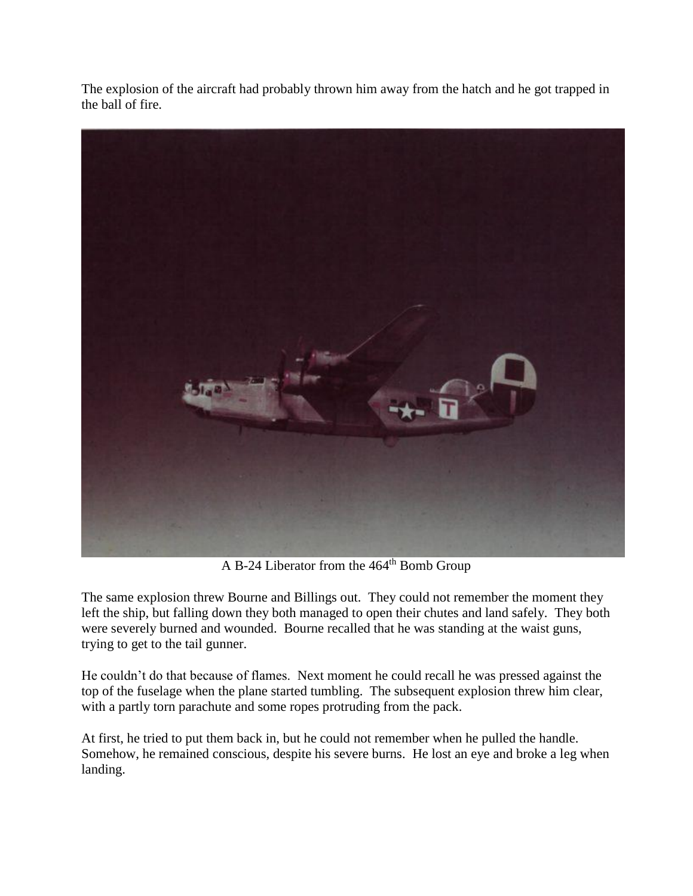The explosion of the aircraft had probably thrown him away from the hatch and he got trapped in the ball of fire.

A B-24 Liberator from the 464th Bomb Group

The same explosion threw Bourne and Billings out. They could not remember the moment they left the ship, but falling down they both managed to open their chutes and land safely. They both were severely burned and wounded. Bourne recalled that he was standing at the waist guns, trying to get to the tail gunner.

He couldn't do that because of flames. Next moment he could recall he was pressed against the top of the fuselage when the plane started tumbling. The subsequent explosion threw him clear, with a partly torn parachute and some ropes protruding from the pack.

At first, he tried to put them back in, but he could not remember when he pulled the handle. Somehow, he remained conscious, despite his severe burns. He lost an eye and broke a leg when landing.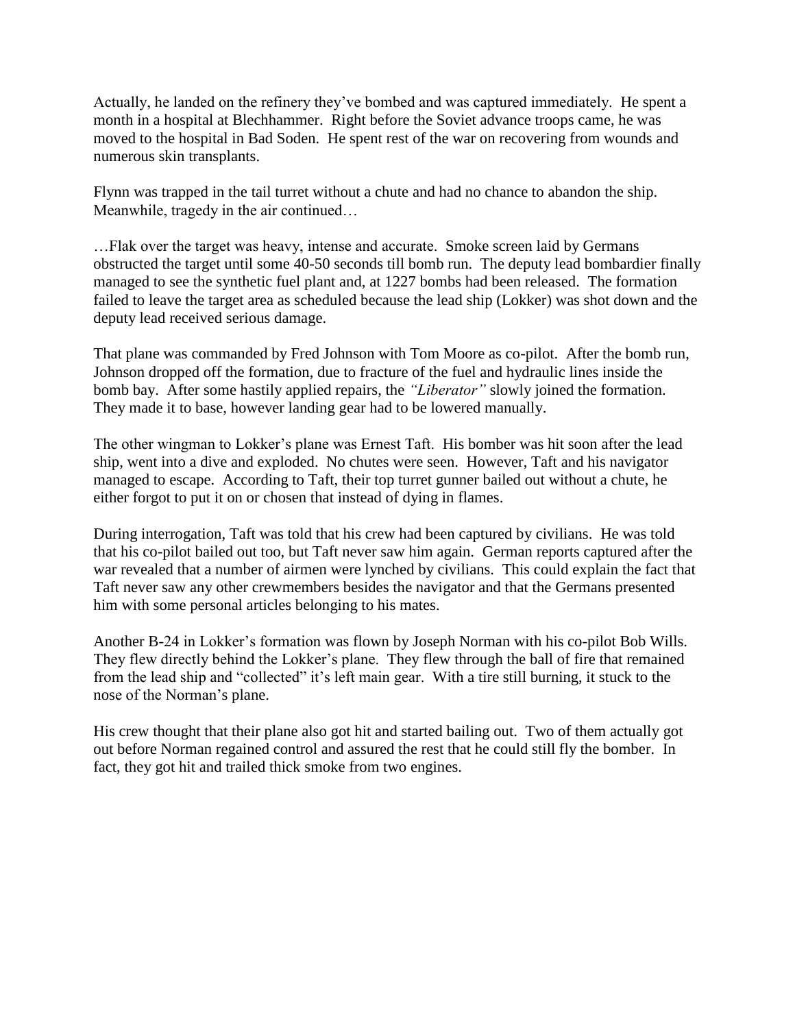Actually, he landed on the refinery they've bombed and was captured immediately. He spent a month in a hospital at Blechhammer. Right before the Soviet advance troops came, he was moved to the hospital in Bad Soden. He spent rest of the war on recovering from wounds and numerous skin transplants.

Flynn was trapped in the tail turret without a chute and had no chance to abandon the ship. Meanwhile, tragedy in the air continued…

…Flak over the target was heavy, intense and accurate. Smoke screen laid by Germans obstructed the target until some 40-50 seconds till bomb run. The deputy lead bombardier finally managed to see the synthetic fuel plant and, at 1227 bombs had been released. The formation failed to leave the target area as scheduled because the lead ship (Lokker) was shot down and the deputy lead received serious damage.

That plane was commanded by Fred Johnson with Tom Moore as co-pilot. After the bomb run, Johnson dropped off the formation, due to fracture of the fuel and hydraulic lines inside the bomb bay. After some hastily applied repairs, the *"Liberator"* slowly joined the formation. They made it to base, however landing gear had to be lowered manually.

The other wingman to Lokker's plane was Ernest Taft. His bomber was hit soon after the lead ship, went into a dive and exploded. No chutes were seen. However, Taft and his navigator managed to escape. According to Taft, their top turret gunner bailed out without a chute, he either forgot to put it on or chosen that instead of dying in flames.

During interrogation, Taft was told that his crew had been captured by civilians. He was told that his co-pilot bailed out too, but Taft never saw him again. German reports captured after the war revealed that a number of airmen were lynched by civilians. This could explain the fact that Taft never saw any other crewmembers besides the navigator and that the Germans presented him with some personal articles belonging to his mates.

Another B-24 in Lokker's formation was flown by Joseph Norman with his co-pilot Bob Wills. They flew directly behind the Lokker's plane. They flew through the ball of fire that remained from the lead ship and "collected" it's left main gear. With a tire still burning, it stuck to the nose of the Norman's plane.

His crew thought that their plane also got hit and started bailing out. Two of them actually got out before Norman regained control and assured the rest that he could still fly the bomber. In fact, they got hit and trailed thick smoke from two engines.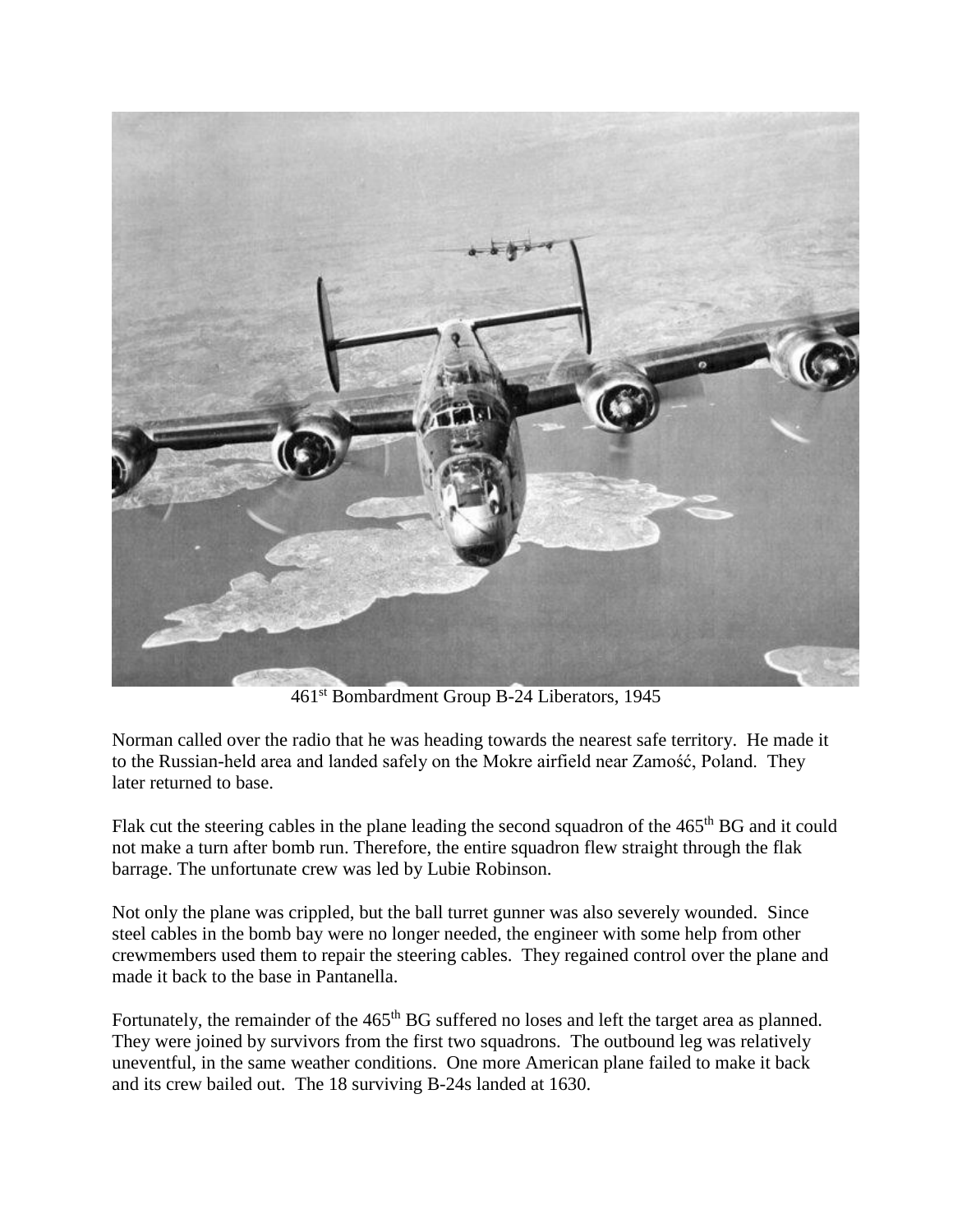461st Bombardment Group B-24 Liberators, 1945

Norman called over the radio that he was heading towards the nearest safe territory. He made it to the Russian-held area and landed safely on the Mokre airfield near Zamość, Poland. They later returned to base.

Flak cut the steering cables in the plane leading the second squadron of the 465th BG and it could not make a turn after bomb run. Therefore, the entire squadron flew straight through the flak barrage. The unfortunate crew was led by Lubie Robinson.

Not only the plane was crippled, but the ball turret gunner was also severely wounded. Since steel cables in the bomb bay were no longer needed, the engineer with some help from other crewmembers used them to repair the steering cables. They regained control over the plane and made it back to the base in Pantanella.

Fortunately, the remainder of the 465th BG suffered no loses and left the target area as planned. They were joined by survivors from the first two squadrons. The outbound leg was relatively uneventful, in the same weather conditions. One more American plane failed to make it back and its crew bailed out. The 18 surviving B-24s landed at 1630.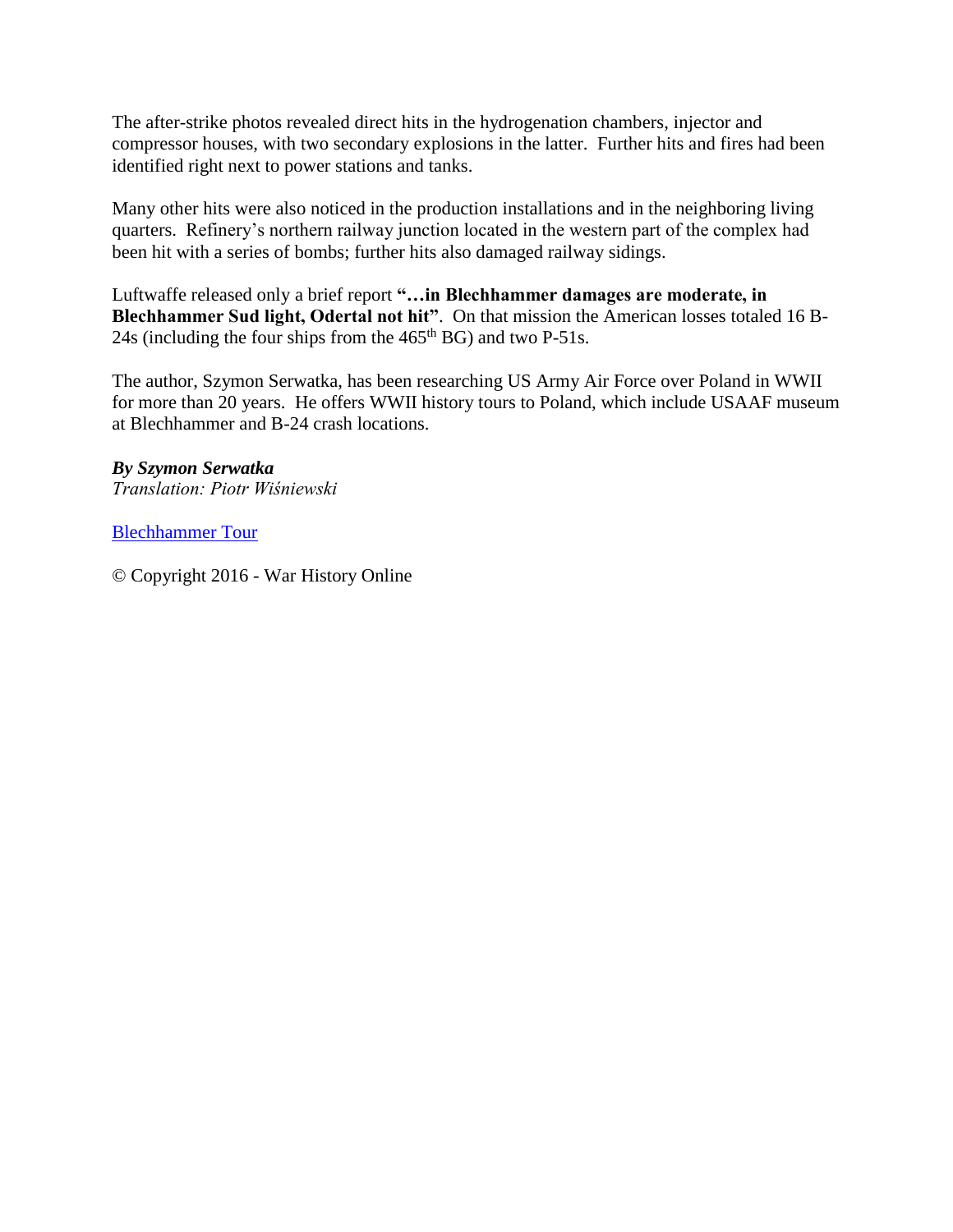The after-strike photos revealed direct hits in the hydrogenation chambers, injector and compressor houses, with two secondary explosions in the latter. Further hits and fires had been identified right next to power stations and tanks.

Many other hits were also noticed in the production installations and in the neighboring living quarters. Refinery's northern railway junction located in the western part of the complex had been hit with a series of bombs; further hits also damaged railway sidings.

Luftwaffe released only a brief report **"…in Blechhammer damages are moderate, in Blechhammer Sud light, Odertal not hit"**. On that mission the American losses totaled 16 B-24s (including the four ships from the 465th BG) and two P-51s.

The author, Szymon Serwatka, has been researching US Army Air Force over Poland in WWII for more than 20 years. He offers WWII history tours to Poland, which include USAAF museum at Blechhammer and B-24 crash locations.

***By Szymon Serwatka***
*Translation: Piotr Wiśniewski*

Blechhammer Tour

© Copyright 2016 - War History Online